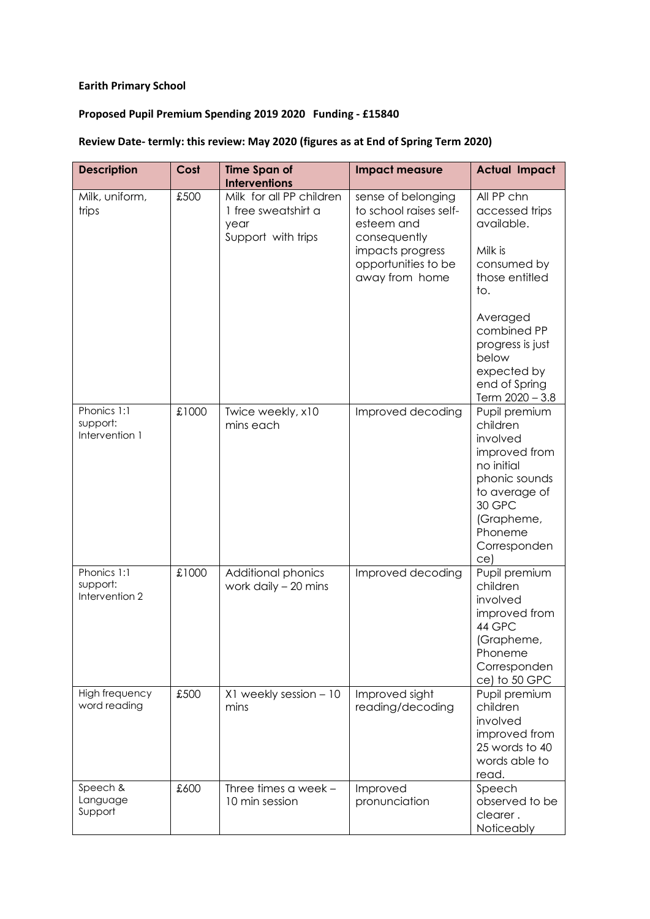**Earith Primary School**

**Proposed Pupil Premium Spending 2019 2020 Funding - £15840**

**Review Date- termly: this review: May 2020 (figures as at End of Spring Term 2020)**

| Description | Cost | Time Span of Interventions | Impact measure | Actual Impact |
|---|---|---|---|---|
| Milk, uniform, trips | £500 | Milk for all PP children<br>1 free sweatshirt a year<br>Support with trips | sense of belonging to school raises self-esteem and consequently impacts progress opportunities to be away from home | All PP chn accessed trips available.<br><br>Milk is consumed by those entitled to.<br><br>Averaged combined PP progress is just below expected by end of Spring Term 2020 – 3.8 |
| Phonics 1:1 support: Intervention 1 | £1000 | Twice weekly, x10 mins each | Improved decoding | Pupil premium children involved improved from no initial phonic sounds to average of 30 GPC (Grapheme, Phoneme Correspondence) |
| Phonics 1:1 support: Intervention 2 | £1000 | Additional phonics work daily – 20 mins | Improved decoding | Pupil premium children involved improved from 44 GPC (Grapheme, Phoneme Correspondence) to 50 GPC |
| High frequency word reading | £500 | X1 weekly session – 10 mins | Improved sight reading/decoding | Pupil premium children involved improved from 25 words to 40 words able to read. |
| Speech & Language Support | £600 | Three times a week – 10 min session | Improved pronunciation | Speech observed to be clearer . Noticeably |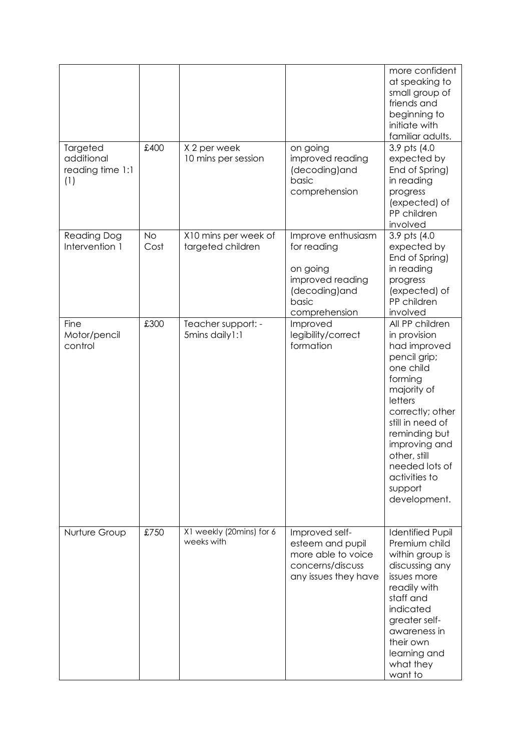| | | | | more confident at speaking to small group of friends and beginning to initiate with familiar adults. |
|---|---|---|---|---|
| Targeted additional reading time 1:1 (1) | £400 | X 2 per week 10 mins per session | on going improved reading (decoding)and basic comprehension | 3.9 pts (4.0 expected by End of Spring) in reading progress (expected) of PP children involved |
| Reading Dog Intervention 1 | No Cost | X10 mins per week of targeted children | Improve enthusiasm for reading<br><br>on going improved reading (decoding)and basic comprehension | 3.9 pts (4.0 expected by End of Spring) in reading progress (expected) of PP children involved |
| Fine Motor/pencil control | £300 | Teacher support: - 5mins daily1:1 | Improved legibility/correct formation | All PP children in provision had improved pencil grip; one child forming majority of letters correctly; other still in need of reminding but improving and other, still needed lots of activities to support development. |
| Nurture Group | £750 | X1 weekly (20mins) for 6 weeks with | Improved self-esteem and pupil more able to voice concerns/discuss any issues they have | Identified Pupil Premium child within group is discussing any issues more readily with staff and indicated greater self-awareness in their own learning and what they want to |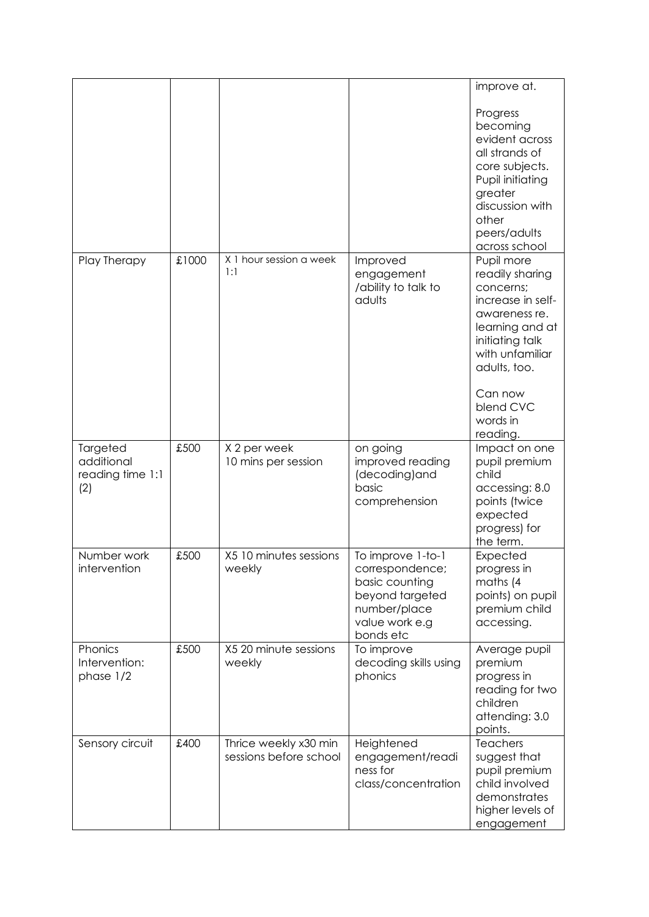| | | | | improve at.<br><br>Progress becoming evident across all strands of core subjects. Pupil initiating greater discussion with other peers/adults across school |
|---|---|---|---|---|
| Play Therapy | £1000 | X 1 hour session a week 1:1 | Improved engagement /ability to talk to adults | Pupil more readily sharing concerns; increase in self-awareness re. learning and at initiating talk with unfamiliar adults, too.<br><br>Can now blend CVC words in reading. |
| Targeted additional reading time 1:1 (2) | £500 | X 2 per week 10 mins per session | on going improved reading (decoding)and basic comprehension | Impact on one pupil premium child accessing: 8.0 points (twice expected progress) for the term. |
| Number work intervention | £500 | X5 10 minutes sessions weekly | To improve 1-to-1 correspondence; basic counting beyond targeted number/place value work e.g bonds etc | Expected progress in maths (4 points) on pupil premium child accessing. |
| Phonics Intervention: phase 1/2 | £500 | X5 20 minute sessions weekly | To improve decoding skills using phonics | Average pupil premium progress in reading for two children attending: 3.0 points. |
| Sensory circuit | £400 | Thrice weekly x30 min sessions before school | Heightened engagement/readiness for class/concentration | Teachers suggest that pupil premium child involved demonstrates higher levels of engagement |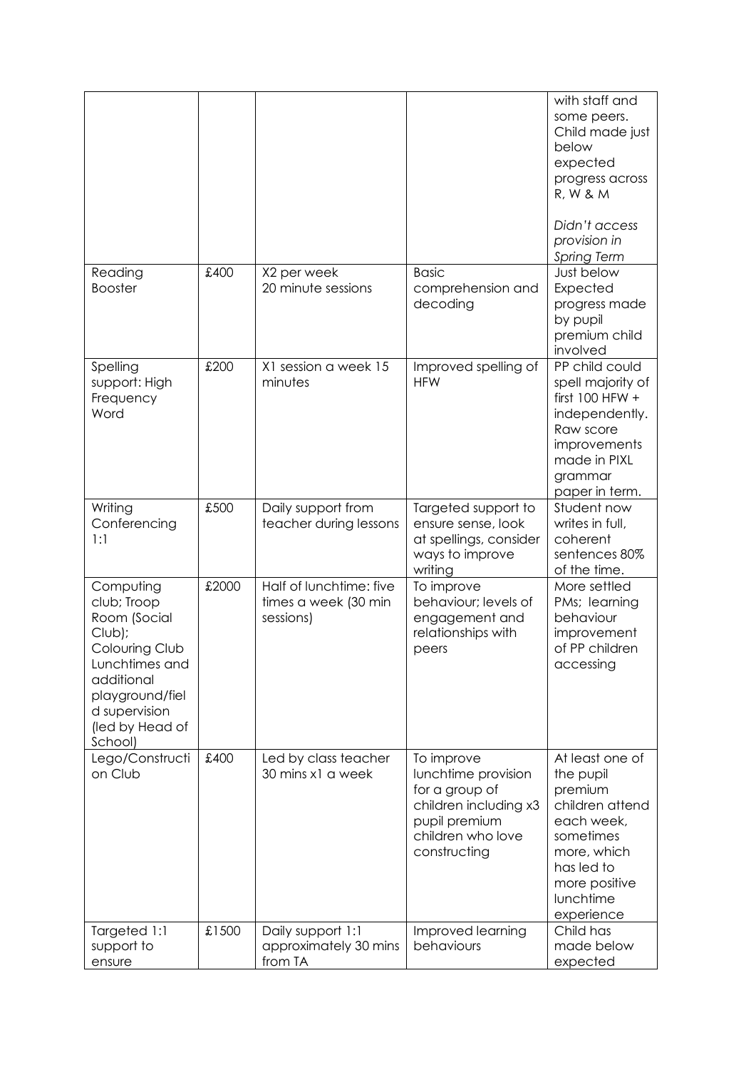| | | | | |
|---|---|---|---|---|
| | | | | with staff and some peers. Child made just below expected progress across R, W & M<br><br>*Didn't access provision in Spring Term* |
| Reading Booster | £400 | X2 per week 20 minute sessions | Basic comprehension and decoding | Just below Expected progress made by pupil premium child involved |
| Spelling support: High Frequency Word | £200 | X1 session a week 15 minutes | Improved spelling of HFW | PP child could spell majority of first 100 HFW + independently. Raw score improvements made in PIXL grammar paper in term. |
| Writing Conferencing 1:1 | £500 | Daily support from teacher during lessons | Targeted support to ensure sense, look at spellings, consider ways to improve writing | Student now writes in full, coherent sentences 80% of the time. |
| Computing club; Troop Room (Social Club); Colouring Club Lunchtimes and additional playground/field supervision (led by Head of School) | £2000 | Half of lunchtime: five times a week (30 min sessions) | To improve behaviour; levels of engagement and relationships with peers | More settled PMs; learning behaviour improvement of PP children accessing |
| Lego/Construction Club | £400 | Led by class teacher 30 mins x1 a week | To improve lunchtime provision for a group of children including x3 pupil premium children who love constructing | At least one of the pupil premium children attend each week, sometimes more, which has led to more positive lunchtime experience |
| Targeted 1:1 support to ensure | £1500 | Daily support 1:1 approximately 30 mins from TA | Improved learning behaviours | Child has made below expected |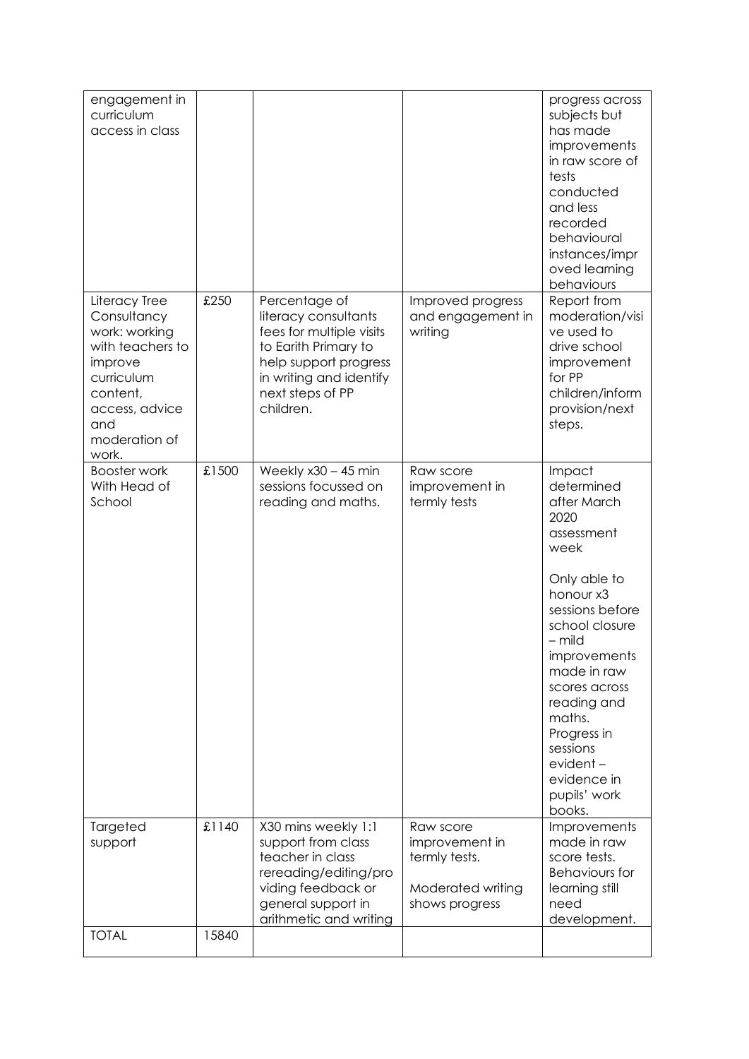| | | | | |
|---|---|---|---|---|
| engagement in curriculum access in class | | | | progress across subjects but has made improvements in raw score of tests conducted and less recorded behavioural instances/improved learning behaviours |
| Literacy Tree Consultancy work: working with teachers to improve curriculum content, access, advice and moderation of work. | £250 | Percentage of literacy consultants fees for multiple visits to Earith Primary to help support progress in writing and identify next steps of PP children. | Improved progress and engagement in writing | Report from moderation/visive used to drive school improvement for PP children/inform provision/next steps. |
| Booster work With Head of School | £1500 | Weekly x30 – 45 min sessions focussed on reading and maths. | Raw score improvement in termly tests | Impact determined after March 2020 assessment week<br><br>Only able to honour x3 sessions before school closure – mild improvements made in raw scores across reading and maths. Progress in sessions evident – evidence in pupils' work books. |
| Targeted support | £1140 | X30 mins weekly 1:1 support from class teacher in class rereading/editing/providing feedback or general support in arithmetic and writing | Raw score improvement in termly tests.<br><br>Moderated writing shows progress | Improvements made in raw score tests. Behaviours for learning still need development. |
| TOTAL | 15840 | | | |